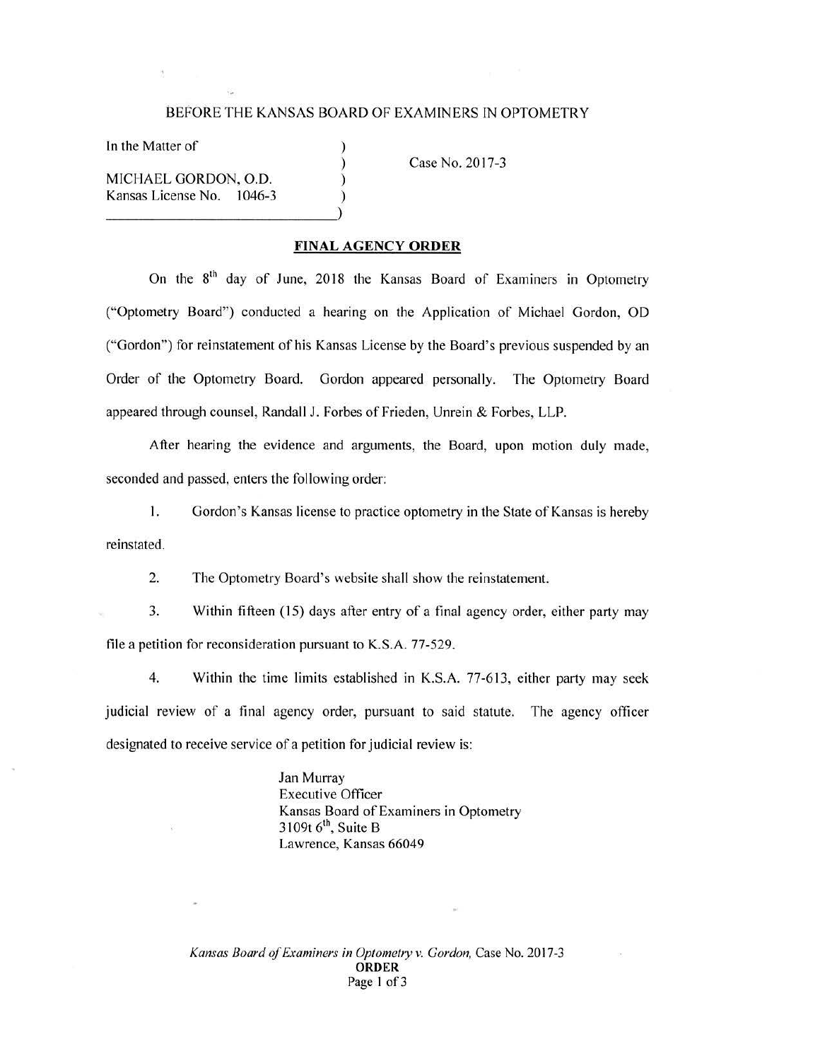BEFORE THE KANSAS BOARD OF EXAMINERS IN OPTOMETRY

In the Matter of )
) Case No. 2017-3
MICHAEL GORDON, O.D. )
Kansas License No. 1046-3 )
)

**FINAL AGENCY ORDER**

On the 8th day of June, 2018 the Kansas Board of Examiners in Optometry ("Optometry Board") conducted a hearing on the Application of Michael Gordon, OD ("Gordon") for reinstatement of his Kansas License by the Board's previous suspended by an Order of the Optometry Board. Gordon appeared personally. The Optometry Board appeared through counsel, Randall J. Forbes of Frieden, Unrein & Forbes, LLP.

After hearing the evidence and arguments, the Board, upon motion duly made, seconded and passed, enters the following order:

1. Gordon's Kansas license to practice optometry in the State of Kansas is hereby reinstated.

2. The Optometry Board's website shall show the reinstatement.

3. Within fifteen (15) days after entry of a final agency order, either party may file a petition for reconsideration pursuant to K.S.A. 77-529.

4. Within the time limits established in K.S.A. 77-613, either party may seek judicial review of a final agency order, pursuant to said statute. The agency officer designated to receive service of a petition for judicial review is:

Jan Murray
Executive Officer
Kansas Board of Examiners in Optometry
3109t 6th, Suite B
Lawrence, Kansas 66049

*Kansas Board of Examiners in Optometry v. Gordon,* Case No. 2017-3
**ORDER**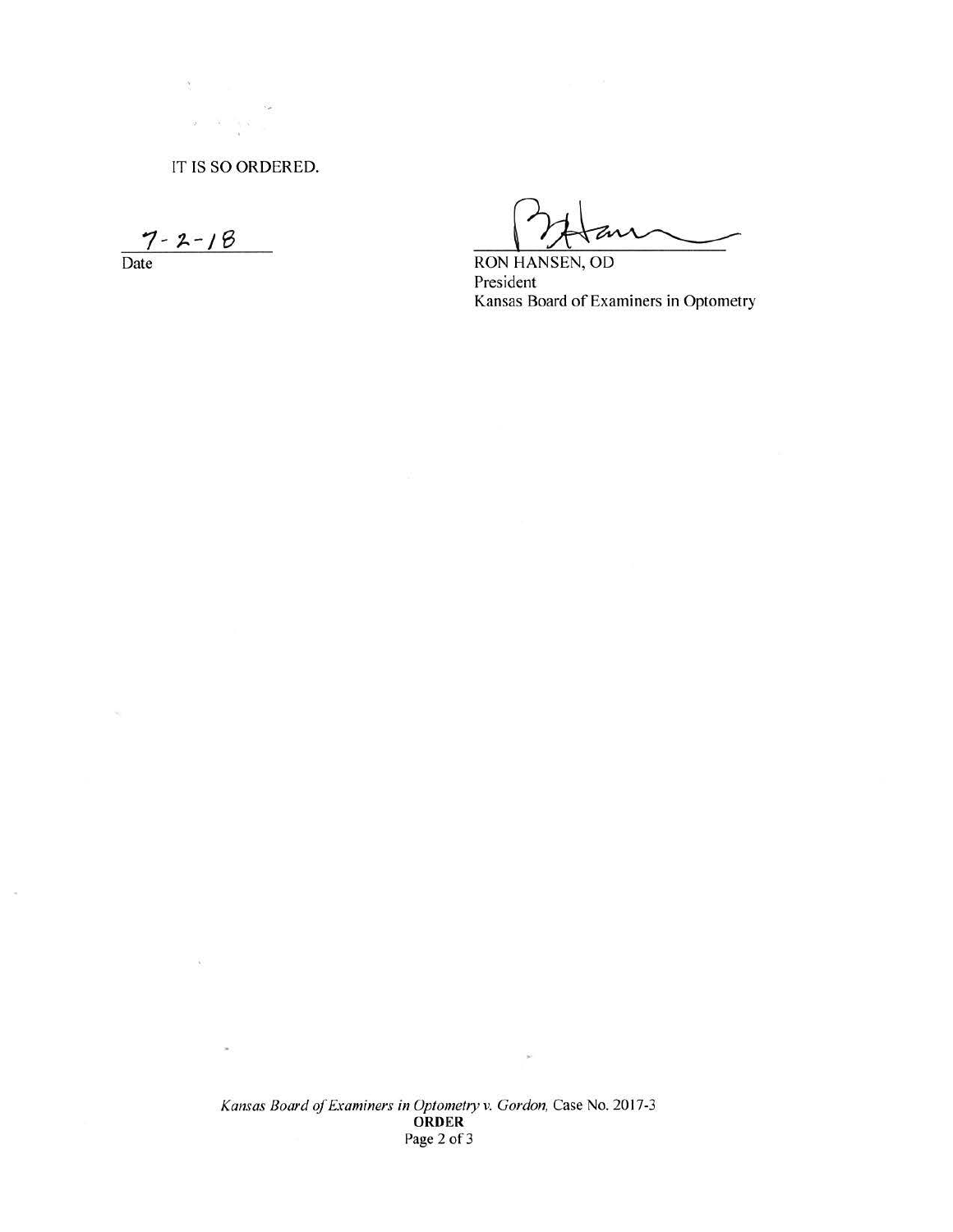IT IS SO ORDERED.

7-2-18

Date

RON HANSEN, OD
President
Kansas Board of Examiners in Optometry

*Kansas Board of Examiners in Optometry v. Gordon,* Case No. 2017-3
**ORDER**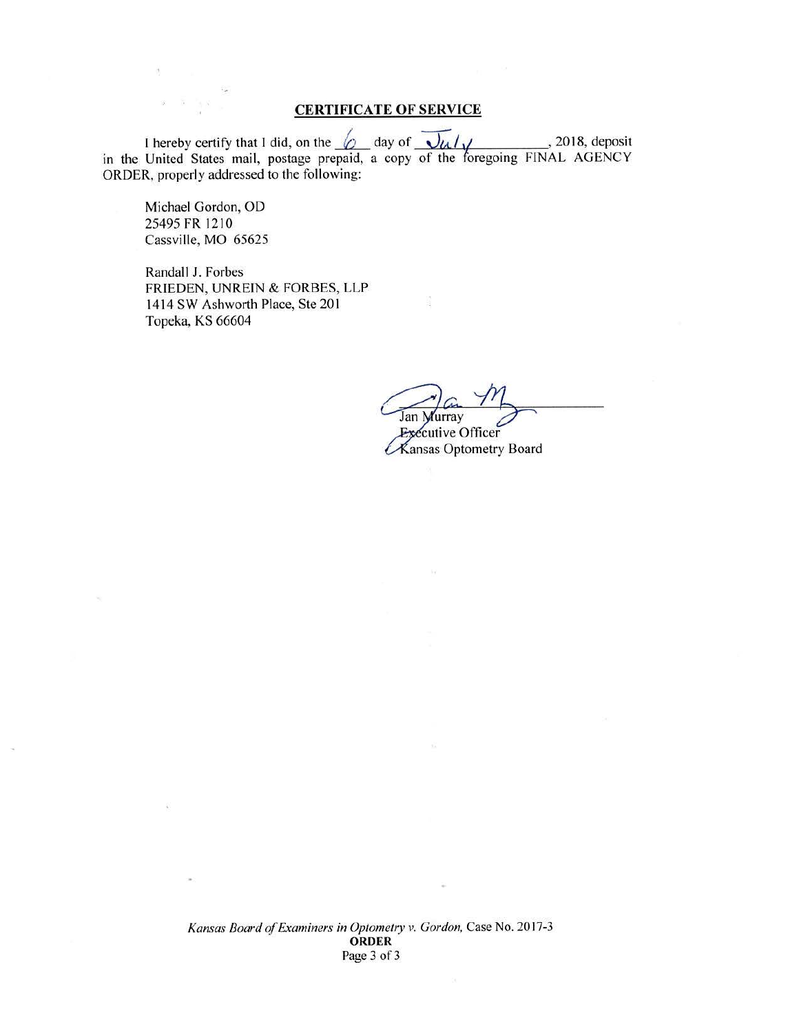## CERTIFICATE OF SERVICE

I hereby certify that I did, on the 6 day of July, 2018, deposit in the United States mail, postage prepaid, a copy of the foregoing FINAL AGENCY ORDER, properly addressed to the following:

Michael Gordon, OD
25495 FR 1210
Cassville, MO 65625

Randall J. Forbes
FRIEDEN, UNREIN & FORBES, LLP
1414 SW Ashworth Place, Ste 201
Topeka, KS 66604

Jan Murray
Executive Officer
Kansas Optometry Board

*Kansas Board of Examiners in Optometry v. Gordon,* Case No. 2017-3
**ORDER**